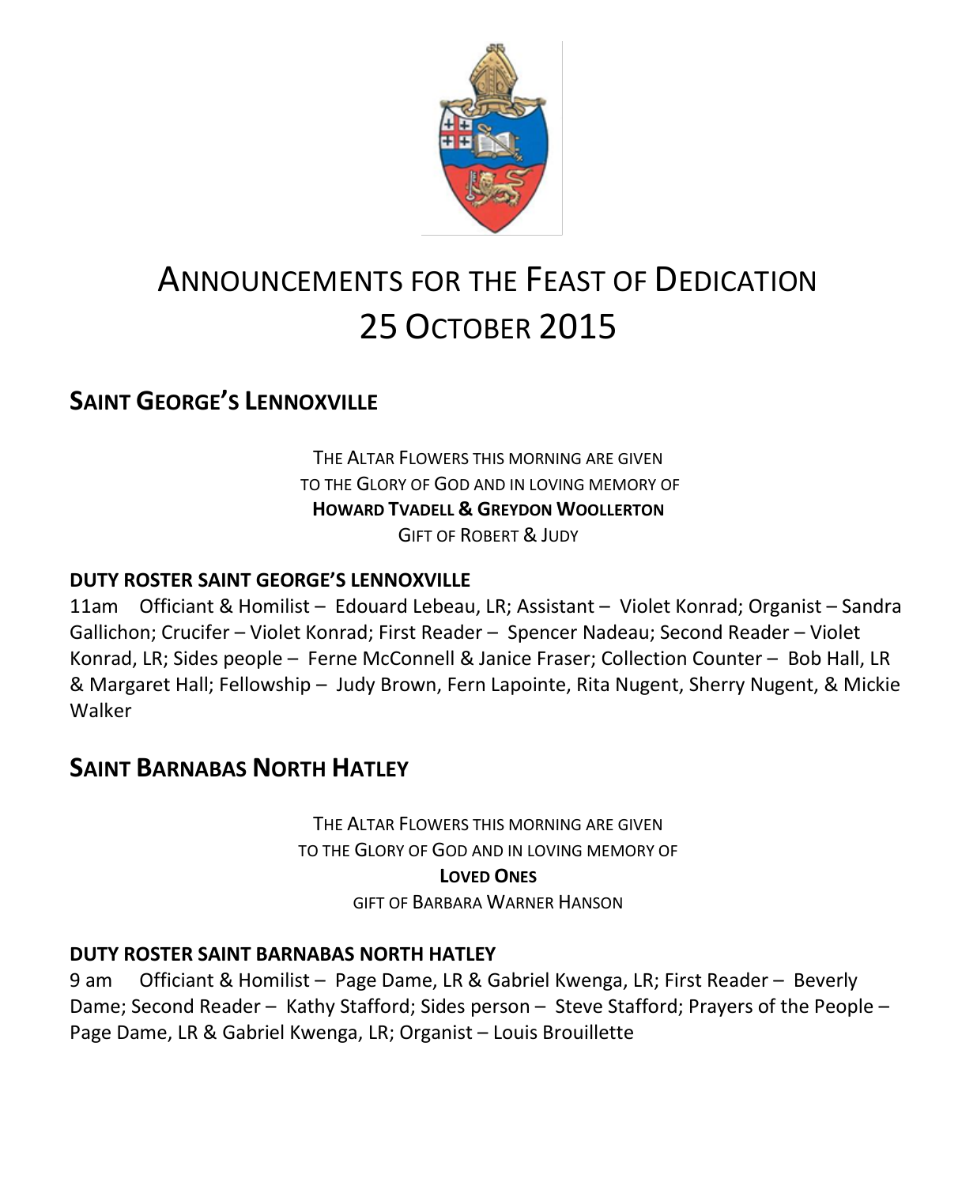# ANNOUNCEMENTS FOR THE FEAST OF DEDICATION 25 OCTOBER 2015

## SAINT GEORGE'S LENNOXVILLE

THE ALTAR FLOWERS THIS MORNING ARE GIVEN
TO THE GLORY OF GOD AND IN LOVING MEMORY OF
**HOWARD TVADELL & GREYDON WOOLLERTON**
GIFT OF ROBERT & JUDY

### DUTY ROSTER SAINT GEORGE'S LENNOXVILLE

11am Officiant & Homilist – Edouard Lebeau, LR; Assistant – Violet Konrad; Organist – Sandra Gallichon; Crucifer – Violet Konrad; First Reader – Spencer Nadeau; Second Reader – Violet Konrad, LR; Sides people – Ferne McConnell & Janice Fraser; Collection Counter – Bob Hall, LR & Margaret Hall; Fellowship – Judy Brown, Fern Lapointe, Rita Nugent, Sherry Nugent, & Mickie Walker

## SAINT BARNABAS NORTH HATLEY

THE ALTAR FLOWERS THIS MORNING ARE GIVEN
TO THE GLORY OF GOD AND IN LOVING MEMORY OF
**LOVED ONES**
GIFT OF BARBARA WARNER HANSON

### DUTY ROSTER SAINT BARNABAS NORTH HATLEY

9 am Officiant & Homilist – Page Dame, LR & Gabriel Kwenga, LR; First Reader – Beverly Dame; Second Reader – Kathy Stafford; Sides person – Steve Stafford; Prayers of the People – Page Dame, LR & Gabriel Kwenga, LR; Organist – Louis Brouillette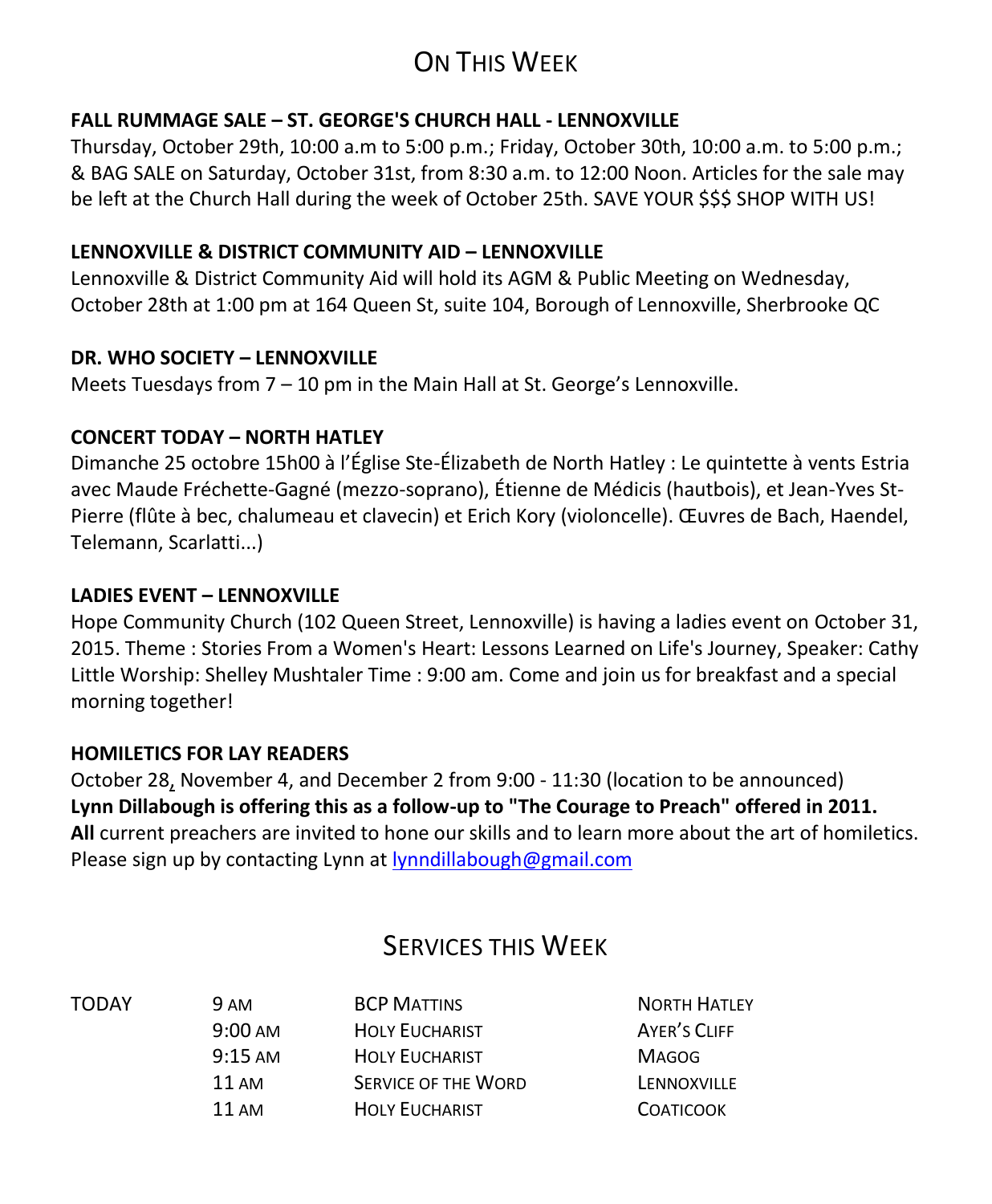# On This Week

**FALL RUMMAGE SALE – ST. GEORGE'S CHURCH HALL - LENNOXVILLE**

Thursday, October 29th, 10:00 a.m to 5:00 p.m.; Friday, October 30th, 10:00 a.m. to 5:00 p.m.; & BAG SALE on Saturday, October 31st, from 8:30 a.m. to 12:00 Noon. Articles for the sale may be left at the Church Hall during the week of October 25th. SAVE YOUR $$$ SHOP WITH US!

**LENNOXVILLE & DISTRICT COMMUNITY AID – LENNOXVILLE**

Lennoxville & District Community Aid will hold its AGM & Public Meeting on Wednesday, October 28th at 1:00 pm at 164 Queen St, suite 104, Borough of Lennoxville, Sherbrooke QC

**DR. WHO SOCIETY – LENNOXVILLE**

Meets Tuesdays from 7 – 10 pm in the Main Hall at St. George's Lennoxville.

**CONCERT TODAY – NORTH HATLEY**

Dimanche 25 octobre 15h00 à l'Église Ste-Élizabeth de North Hatley : Le quintette à vents Estria avec Maude Fréchette-Gagné (mezzo-soprano), Étienne de Médicis (hautbois), et Jean-Yves St-Pierre (flûte à bec, chalumeau et clavecin) et Erich Kory (violoncelle). Œuvres de Bach, Haendel, Telemann, Scarlatti...)

**LADIES EVENT – LENNOXVILLE**

Hope Community Church (102 Queen Street, Lennoxville) is having a ladies event on October 31, 2015. Theme : Stories From a Women's Heart: Lessons Learned on Life's Journey, Speaker: Cathy Little Worship: Shelley Mushtaler Time : 9:00 am. Come and join us for breakfast and a special morning together!

**HOMILETICS FOR LAY READERS**

October 28, November 4, and December 2 from 9:00 - 11:30 (location to be announced)
**Lynn Dillabough is offering this as a follow-up to "The Courage to Preach" offered in 2011. All** current preachers are invited to hone our skills and to learn more about the art of homiletics. Please sign up by contacting Lynn at lynndillabough@gmail.com

# Services this Week

| | | | |
|---|---|---|---|
| TODAY | 9 AM | BCP MATTINS | NORTH HATLEY |
| | 9:00 AM | HOLY EUCHARIST | AYER'S CLIFF |
| | 9:15 AM | HOLY EUCHARIST | MAGOG |
| | 11 AM | SERVICE OF THE WORD | LENNOXVILLE |
| | 11 AM | HOLY EUCHARIST | COATICOOK |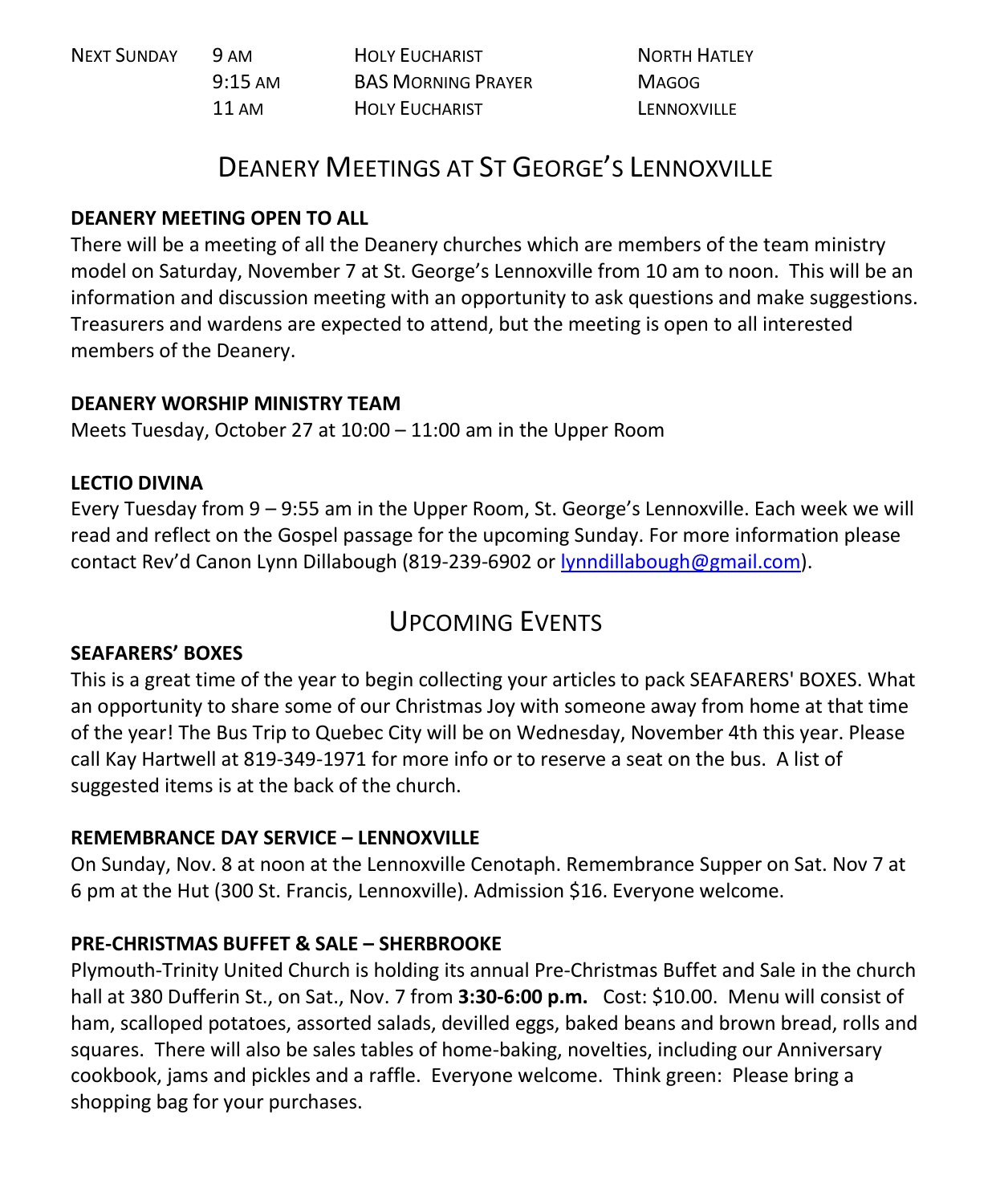| NEXT SUNDAY | 9 AM | HOLY EUCHARIST | NORTH HATLEY |
|---|---|---|---|
| | 9:15 AM | BAS MORNING PRAYER | MAGOG |
| | 11 AM | HOLY EUCHARIST | LENNOXVILLE |

## DEANERY MEETINGS AT ST GEORGE'S LENNOXVILLE

**DEANERY MEETING OPEN TO ALL**

There will be a meeting of all the Deanery churches which are members of the team ministry model on Saturday, November 7 at St. George's Lennoxville from 10 am to noon. This will be an information and discussion meeting with an opportunity to ask questions and make suggestions. Treasurers and wardens are expected to attend, but the meeting is open to all interested members of the Deanery.

**DEANERY WORSHIP MINISTRY TEAM**

Meets Tuesday, October 27 at 10:00 – 11:00 am in the Upper Room

**LECTIO DIVINA**

Every Tuesday from 9 – 9:55 am in the Upper Room, St. George's Lennoxville. Each week we will read and reflect on the Gospel passage for the upcoming Sunday. For more information please contact Rev'd Canon Lynn Dillabough (819-239-6902 or lynndillabough@gmail.com).

## UPCOMING EVENTS

**SEAFARERS' BOXES**

This is a great time of the year to begin collecting your articles to pack SEAFARERS' BOXES. What an opportunity to share some of our Christmas Joy with someone away from home at that time of the year! The Bus Trip to Quebec City will be on Wednesday, November 4th this year. Please call Kay Hartwell at 819-349-1971 for more info or to reserve a seat on the bus. A list of suggested items is at the back of the church.

**REMEMBRANCE DAY SERVICE – LENNOXVILLE**

On Sunday, Nov. 8 at noon at the Lennoxville Cenotaph. Remembrance Supper on Sat. Nov 7 at 6 pm at the Hut (300 St. Francis, Lennoxville). Admission $16. Everyone welcome.

**PRE-CHRISTMAS BUFFET & SALE – SHERBROOKE**

Plymouth-Trinity United Church is holding its annual Pre-Christmas Buffet and Sale in the church hall at 380 Dufferin St., on Sat., Nov. 7 from **3:30-6:00 p.m.** Cost: $10.00. Menu will consist of ham, scalloped potatoes, assorted salads, devilled eggs, baked beans and brown bread, rolls and squares. There will also be sales tables of home-baking, novelties, including our Anniversary cookbook, jams and pickles and a raffle. Everyone welcome. Think green: Please bring a shopping bag for your purchases.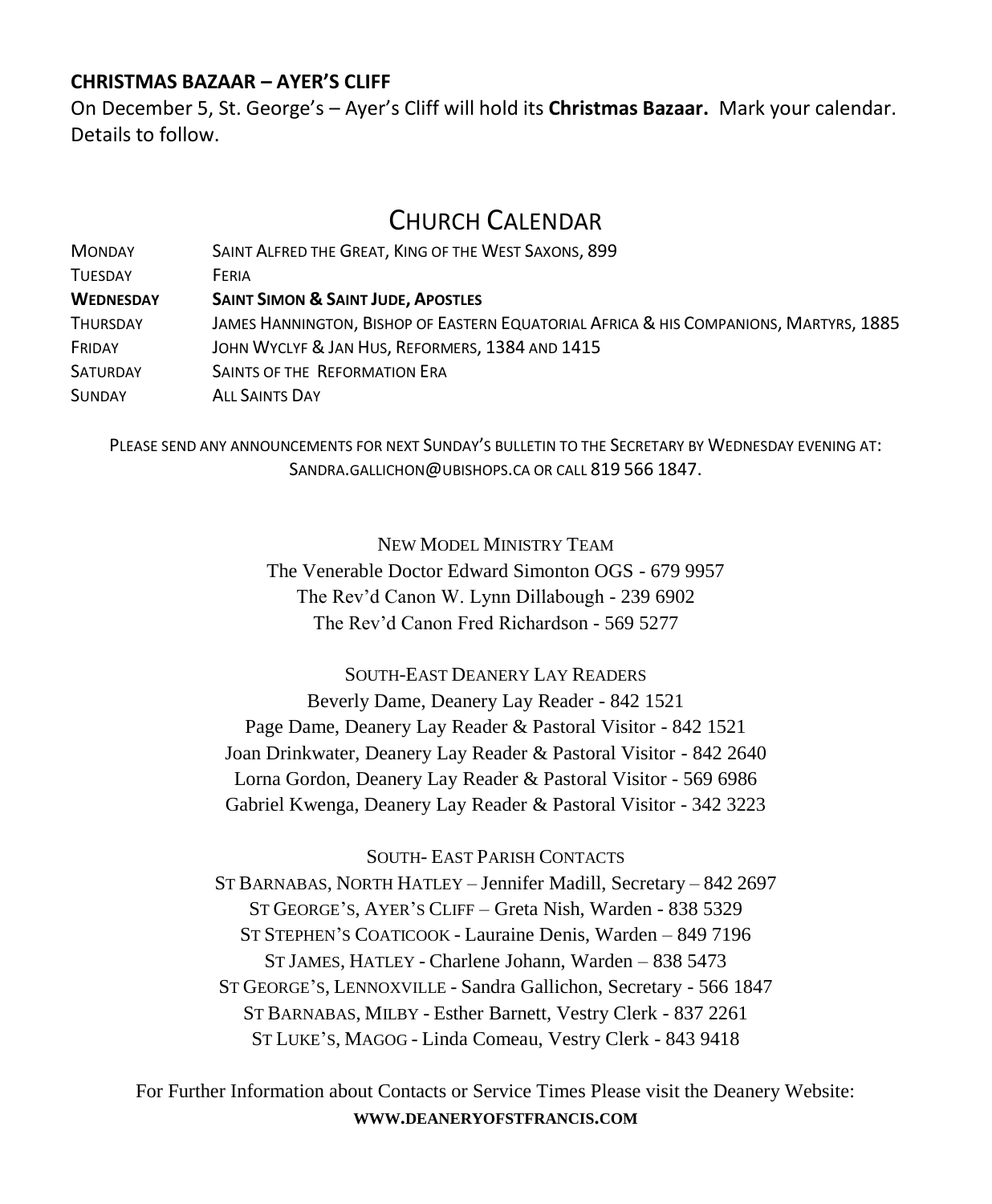**CHRISTMAS BAZAAR – AYER'S CLIFF**

On December 5, St. George's – Ayer's Cliff will hold its **Christmas Bazaar.** Mark your calendar. Details to follow.

# CHURCH CALENDAR

| | |
|---|---|
| MONDAY | SAINT ALFRED THE GREAT, KING OF THE WEST SAXONS, 899 |
| TUESDAY | FERIA |
| **WEDNESDAY** | **SAINT SIMON & SAINT JUDE, APOSTLES** |
| THURSDAY | JAMES HANNINGTON, BISHOP OF EASTERN EQUATORIAL AFRICA & HIS COMPANIONS, MARTYRS, 1885 |
| FRIDAY | JOHN WYCLYF & JAN HUS, REFORMERS, 1384 AND 1415 |
| SATURDAY | SAINTS OF THE REFORMATION ERA |
| SUNDAY | ALL SAINTS DAY |

PLEASE SEND ANY ANNOUNCEMENTS FOR NEXT SUNDAY'S BULLETIN TO THE SECRETARY BY WEDNESDAY EVENING AT: SANDRA.GALLICHON@UBISHOPS.CA OR CALL 819 566 1847.

NEW MODEL MINISTRY TEAM

The Venerable Doctor Edward Simonton OGS - 679 9957
The Rev'd Canon W. Lynn Dillabough - 239 6902
The Rev'd Canon Fred Richardson - 569 5277

SOUTH-EAST DEANERY LAY READERS

Beverly Dame, Deanery Lay Reader - 842 1521
Page Dame, Deanery Lay Reader & Pastoral Visitor - 842 1521
Joan Drinkwater, Deanery Lay Reader & Pastoral Visitor - 842 2640
Lorna Gordon, Deanery Lay Reader & Pastoral Visitor - 569 6986
Gabriel Kwenga, Deanery Lay Reader & Pastoral Visitor - 342 3223

SOUTH- EAST PARISH CONTACTS

ST BARNABAS, NORTH HATLEY – Jennifer Madill, Secretary – 842 2697
ST GEORGE'S, AYER'S CLIFF – Greta Nish, Warden - 838 5329
ST STEPHEN'S COATICOOK - Lauraine Denis, Warden – 849 7196
ST JAMES, HATLEY - Charlene Johann, Warden – 838 5473
ST GEORGE'S, LENNOXVILLE - Sandra Gallichon, Secretary - 566 1847
ST BARNABAS, MILBY - Esther Barnett, Vestry Clerk - 837 2261
ST LUKE'S, MAGOG - Linda Comeau, Vestry Clerk - 843 9418

For Further Information about Contacts or Service Times Please visit the Deanery Website:
**WWW.DEANERYOFSTFRANCIS.COM**